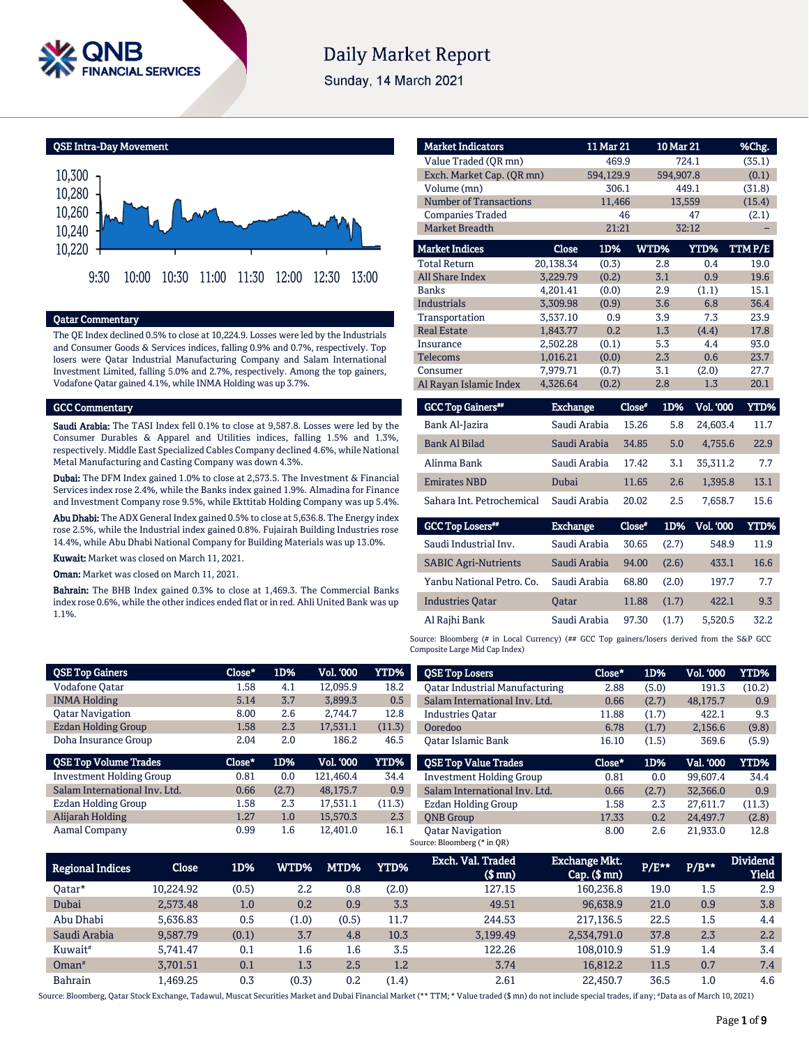# Daily Market Report

Sunday, 14 March 2021

## QSE Intra-Day Movement

## Qatar Commentary

The QE Index declined 0.5% to close at 10,224.9. Losses were led by the Industrials and Consumer Goods & Services indices, falling 0.9% and 0.7%, respectively. Top losers were Qatar Industrial Manufacturing Company and Salam International Investment Limited, falling 5.0% and 2.7%, respectively. Among the top gainers, Vodafone Qatar gained 4.1%, while INMA Holding was up 3.7%.

## GCC Commentary

**Saudi Arabia:** The TASI Index fell 0.1% to close at 9,587.8. Losses were led by the Consumer Durables & Apparel and Utilities indices, falling 1.5% and 1.3%, respectively. Middle East Specialized Cables Company declined 4.6%, while National Metal Manufacturing and Casting Company was down 4.3%.

**Dubai:** The DFM Index gained 1.0% to close at 2,573.5. The Investment & Financial Services index rose 2.4%, while the Banks index gained 1.9%. Almadina for Finance and Investment Company rose 9.5%, while Ekttitab Holding Company was up 5.4%.

**Abu Dhabi:** The ADX General Index gained 0.5% to close at 5,636.8. The Energy index rose 2.5%, while the Industrial index gained 0.8%. Fujairah Building Industries rose 14.4%, while Abu Dhabi National Company for Building Materials was up 13.0%.

**Kuwait:** Market was closed on March 11, 2021.

**Oman:** Market was closed on March 11, 2021.

**Bahrain:** The BHB Index gained 0.3% to close at 1,469.3. The Commercial Banks index rose 0.6%, while the other indices ended flat or in red. Ahli United Bank was up 1.1%.

| Market Indicators | 11 Mar 21 | 10 Mar 21 | %Chg. |
|---|---|---|---|
| Value Traded (QR mn) | 469.9 | 724.1 | (35.1) |
| Exch. Market Cap. (QR mn) | 594,129.9 | 594,907.8 | (0.1) |
| Volume (mn) | 306.1 | 449.1 | (31.8) |
| Number of Transactions | 11,466 | 13,559 | (15.4) |
| Companies Traded | 46 | 47 | (2.1) |
| Market Breadth | 21:21 | 32:12 | – |

| Market Indices | Close | 1D% | WTD% | YTD% | TTM P/E |
|---|---|---|---|---|---|
| Total Return | 20,138.34 | (0.3) | 2.8 | 0.4 | 19.0 |
| All Share Index | 3,229.79 | (0.2) | 3.1 | 0.9 | 19.6 |
| Banks | 4,201.41 | (0.0) | 2.9 | (1.1) | 15.1 |
| Industrials | 3,309.98 | (0.9) | 3.6 | 6.8 | 36.4 |
| Transportation | 3,537.10 | 0.9 | 3.9 | 7.3 | 23.9 |
| Real Estate | 1,843.77 | 0.2 | 1.3 | (4.4) | 17.8 |
| Insurance | 2,502.28 | (0.1) | 5.3 | 4.4 | 93.0 |
| Telecoms | 1,016.21 | (0.0) | 2.3 | 0.6 | 23.7 |
| Consumer | 7,979.71 | (0.7) | 3.1 | (2.0) | 27.7 |
| Al Rayan Islamic Index | 4,326.64 | (0.2) | 2.8 | 1.3 | 20.1 |

| GCC Top Gainers## | Exchange | Close# | 1D% | Vol. '000 | YTD% |
|---|---|---|---|---|---|
| Bank Al-Jazira | Saudi Arabia | 15.26 | 5.8 | 24,603.4 | 11.7 |
| Bank Al Bilad | Saudi Arabia | 34.85 | 5.0 | 4,755.6 | 22.9 |
| Alinma Bank | Saudi Arabia | 17.42 | 3.1 | 35,311.2 | 7.7 |
| Emirates NBD | Dubai | 11.65 | 2.6 | 1,395.8 | 13.1 |
| Sahara Int. Petrochemical | Saudi Arabia | 20.02 | 2.5 | 7,658.7 | 15.6 |

| GCC Top Losers## | Exchange | Close# | 1D% | Vol. '000 | YTD% |
|---|---|---|---|---|---|
| Saudi Industrial Inv. | Saudi Arabia | 30.65 | (2.7) | 548.9 | 11.9 |
| SABIC Agri-Nutrients | Saudi Arabia | 94.00 | (2.6) | 433.1 | 16.6 |
| Yanbu National Petro. Co. | Saudi Arabia | 68.80 | (2.0) | 197.7 | 7.7 |
| Industries Qatar | Qatar | 11.88 | (1.7) | 422.1 | 9.3 |
| Al Rajhi Bank | Saudi Arabia | 97.30 | (1.7) | 5,520.5 | 32.2 |

Source: Bloomberg (# in Local Currency) (## GCC Top gainers/losers derived from the S&P GCC Composite Large Mid Cap Index)

| QSE Top Gainers | Close* | 1D% | Vol. '000 | YTD% |
|---|---|---|---|---|
| Vodafone Qatar | 1.58 | 4.1 | 12,095.9 | 18.2 |
| INMA Holding | 5.14 | 3.7 | 3,899.3 | 0.5 |
| Qatar Navigation | 8.00 | 2.6 | 2,744.7 | 12.8 |
| Ezdan Holding Group | 1.58 | 2.3 | 17,531.1 | (11.3) |
| Doha Insurance Group | 2.04 | 2.0 | 186.2 | 46.5 |

| QSE Top Volume Trades | Close* | 1D% | Vol. '000 | YTD% |
|---|---|---|---|---|
| Investment Holding Group | 0.81 | 0.0 | 121,460.4 | 34.4 |
| Salam International Inv. Ltd. | 0.66 | (2.7) | 48,175.7 | 0.9 |
| Ezdan Holding Group | 1.58 | 2.3 | 17,531.1 | (11.3) |
| Alijarah Holding | 1.27 | 1.0 | 15,570.3 | 2.3 |
| Aamal Company | 0.99 | 1.6 | 12,401.0 | 16.1 |

| QSE Top Losers | Close* | 1D% | Vol. '000 | YTD% |
|---|---|---|---|---|
| Qatar Industrial Manufacturing | 2.88 | (5.0) | 191.3 | (10.2) |
| Salam International Inv. Ltd. | 0.66 | (2.7) | 48,175.7 | 0.9 |
| Industries Qatar | 11.88 | (1.7) | 422.1 | 9.3 |
| Ooredoo | 6.78 | (1.7) | 2,156.6 | (9.8) |
| Qatar Islamic Bank | 16.10 | (1.5) | 369.6 | (5.9) |

| QSE Top Value Trades | Close* | 1D% | Val. '000 | YTD% |
|---|---|---|---|---|
| Investment Holding Group | 0.81 | 0.0 | 99,607.4 | 34.4 |
| Salam International Inv. Ltd. | 0.66 | (2.7) | 32,366.0 | 0.9 |
| Ezdan Holding Group | 1.58 | 2.3 | 27,611.7 | (11.3) |
| QNB Group | 17.33 | 0.2 | 24,497.7 | (2.8) |
| Qatar Navigation | 8.00 | 2.6 | 21,933.0 | 12.8 |

Source: Bloomberg (* in QR)

| Regional Indices | Close | 1D% | WTD% | MTD% | YTD% | Exch. Val. Traded ($ mn) | Exchange Mkt. Cap. ($ mn) | P/E** | P/B** | Dividend Yield |
|---|---|---|---|---|---|---|---|---|---|---|
| Qatar* | 10,224.92 | (0.5) | 2.2 | 0.8 | (2.0) | 127.15 | 160,236.8 | 19.0 | 1.5 | 2.9 |
| Dubai | 2,573.48 | 1.0 | 0.2 | 0.9 | 3.3 | 49.51 | 96,638.9 | 21.0 | 0.9 | 3.8 |
| Abu Dhabi | 5,636.83 | 0.5 | (1.0) | (0.5) | 11.7 | 244.53 | 217,136.5 | 22.5 | 1.5 | 4.4 |
| Saudi Arabia | 9,587.79 | (0.1) | 3.7 | 4.8 | 10.3 | 3,199.49 | 2,534,791.0 | 37.8 | 2.3 | 2.2 |
| Kuwait# | 5,741.47 | 0.1 | 1.6 | 1.6 | 3.5 | 122.26 | 108,010.9 | 51.9 | 1.4 | 3.4 |
| Oman# | 3,701.51 | 0.1 | 1.3 | 2.5 | 1.2 | 3.74 | 16,812.2 | 11.5 | 0.7 | 7.4 |
| Bahrain | 1,469.25 | 0.3 | (0.3) | 0.2 | (1.4) | 2.61 | 22,450.7 | 36.5 | 1.0 | 4.6 |

Source: Bloomberg, Qatar Stock Exchange, Tadawul, Muscat Securities Market and Dubai Financial Market (** TTM; * Value traded ($ mn) do not include special trades, if any; #Data as of March 10, 2021)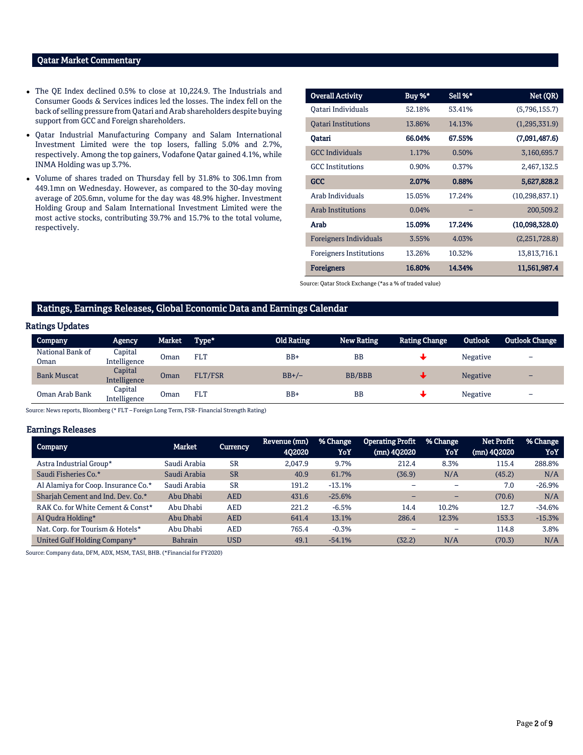## Qatar Market Commentary

- The QE Index declined 0.5% to close at 10,224.9. The Industrials and Consumer Goods & Services indices led the losses. The index fell on the back of selling pressure from Qatari and Arab shareholders despite buying support from GCC and Foreign shareholders.
- Qatar Industrial Manufacturing Company and Salam International Investment Limited were the top losers, falling 5.0% and 2.7%, respectively. Among the top gainers, Vodafone Qatar gained 4.1%, while INMA Holding was up 3.7%.
- Volume of shares traded on Thursday fell by 31.8% to 306.1mn from 449.1mn on Wednesday. However, as compared to the 30-day moving average of 205.6mn, volume for the day was 48.9% higher. Investment Holding Group and Salam International Investment Limited were the most active stocks, contributing 39.7% and 15.7% to the total volume, respectively.

| Overall Activity | Buy %* | Sell %* | Net (QR) |
|---|---|---|---|
| Qatari Individuals | 52.18% | 53.41% | (5,796,155.7) |
| Qatari Institutions | 13.86% | 14.13% | (1,295,331.9) |
| **Qatari** | **66.04%** | **67.55%** | **(7,091,487.6)** |
| GCC Individuals | 1.17% | 0.50% | 3,160,695.7 |
| GCC Institutions | 0.90% | 0.37% | 2,467,132.5 |
| **GCC** | **2.07%** | **0.88%** | **5,627,828.2** |
| Arab Individuals | 15.05% | 17.24% | (10,298,837.1) |
| Arab Institutions | 0.04% | – | 200,509.2 |
| **Arab** | **15.09%** | **17.24%** | **(10,098,328.0)** |
| Foreigners Individuals | 3.55% | 4.03% | (2,251,728.8) |
| Foreigners Institutions | 13.26% | 10.32% | 13,813,716.1 |
| **Foreigners** | **16.80%** | **14.34%** | **11,561,987.4** |

Source: Qatar Stock Exchange (*as a % of traded value)

## Ratings, Earnings Releases, Global Economic Data and Earnings Calendar

### Ratings Updates

| Company | Agency | Market | Type* | Old Rating | New Rating | Rating Change | Outlook | Outlook Change |
|---|---|---|---|---|---|---|---|---|
| National Bank of Oman | Capital Intelligence | Oman | FLT | BB+ | BB | ↓ | Negative | – |
| Bank Muscat | Capital Intelligence | Oman | FLT/FSR | BB+/– | BB/BBB | ↓ | Negative | – |
| Oman Arab Bank | Capital Intelligence | Oman | FLT | BB+ | BB | ↓ | Negative | – |

Source: News reports, Bloomberg (* FLT – Foreign Long Term, FSR- Financial Strength Rating)

### Earnings Releases

| Company | Market | Currency | Revenue (mn) 4Q2020 | % Change YoY | Operating Profit (mn) 4Q2020 | % Change YoY | Net Profit (mn) 4Q2020 | % Change YoY |
|---|---|---|---|---|---|---|---|---|
| Astra Industrial Group* | Saudi Arabia | SR | 2,047.9 | 9.7% | 212.4 | 8.3% | 115.4 | 288.8% |
| Saudi Fisheries Co.* | Saudi Arabia | SR | 40.9 | 61.7% | (36.9) | N/A | (45.2) | N/A |
| Al Alamiya for Coop. Insurance Co.* | Saudi Arabia | SR | 191.2 | -13.1% | – | – | 7.0 | -26.9% |
| Sharjah Cement and Ind. Dev. Co.* | Abu Dhabi | AED | 431.6 | -25.6% | – | – | (70.6) | N/A |
| RAK Co. for White Cement & Const* | Abu Dhabi | AED | 221.2 | -6.5% | 14.4 | 10.2% | 12.7 | -34.6% |
| Al Qudra Holding* | Abu Dhabi | AED | 641.4 | 13.1% | 286.4 | 12.3% | 153.3 | -15.3% |
| Nat. Corp. for Tourism & Hotels* | Abu Dhabi | AED | 765.4 | -0.3% | – | – | 114.8 | 3.8% |
| United Gulf Holding Company* | Bahrain | USD | 49.1 | -54.1% | (32.2) | N/A | (70.3) | N/A |

Source: Company data, DFM, ADX, MSM, TASI, BHB. (*Financial for FY2020)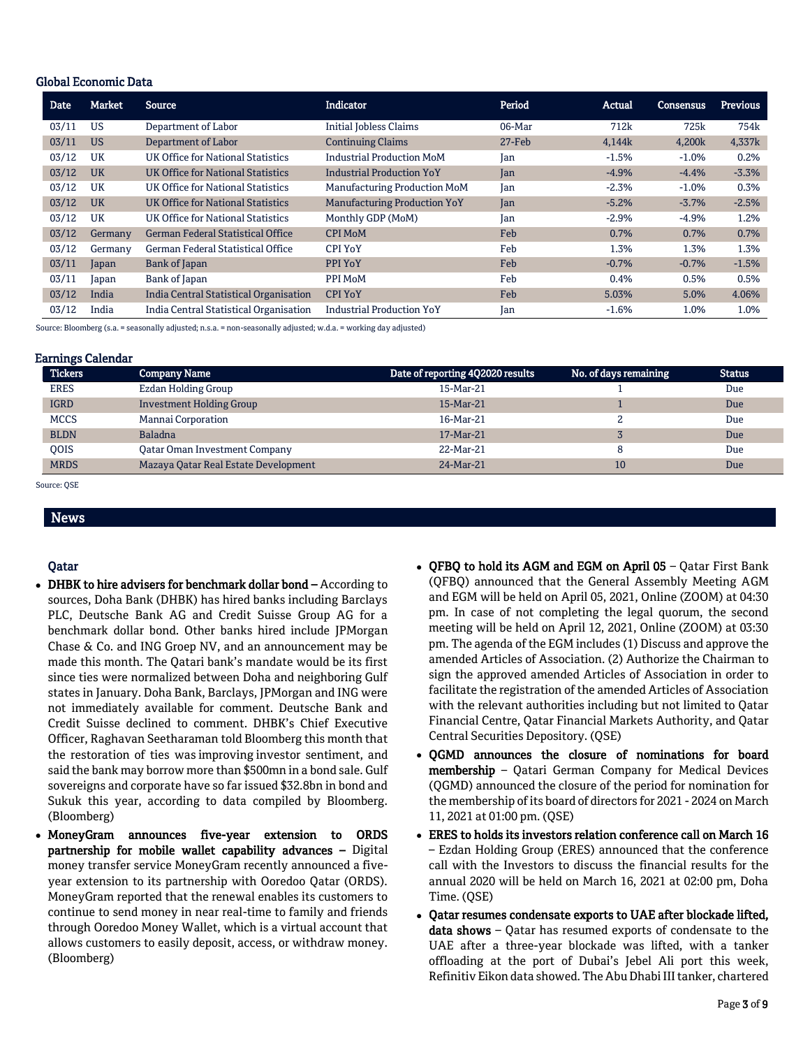## Global Economic Data

| Date | Market | Source | Indicator | Period | Actual | Consensus | Previous |
|---|---|---|---|---|---|---|---|
| 03/11 | US | Department of Labor | Initial Jobless Claims | 06-Mar | 712k | 725k | 754k |
| 03/11 | US | Department of Labor | Continuing Claims | 27-Feb | 4,144k | 4,200k | 4,337k |
| 03/12 | UK | UK Office for National Statistics | Industrial Production MoM | Jan | -1.5% | -1.0% | 0.2% |
| 03/12 | UK | UK Office for National Statistics | Industrial Production YoY | Jan | -4.9% | -4.4% | -3.3% |
| 03/12 | UK | UK Office for National Statistics | Manufacturing Production MoM | Jan | -2.3% | -1.0% | 0.3% |
| 03/12 | UK | UK Office for National Statistics | Manufacturing Production YoY | Jan | -5.2% | -3.7% | -2.5% |
| 03/12 | UK | UK Office for National Statistics | Monthly GDP (MoM) | Jan | -2.9% | -4.9% | 1.2% |
| 03/12 | Germany | German Federal Statistical Office | CPI MoM | Feb | 0.7% | 0.7% | 0.7% |
| 03/12 | Germany | German Federal Statistical Office | CPI YoY | Feb | 1.3% | 1.3% | 1.3% |
| 03/11 | Japan | Bank of Japan | PPI YoY | Feb | -0.7% | -0.7% | -1.5% |
| 03/11 | Japan | Bank of Japan | PPI MoM | Feb | 0.4% | 0.5% | 0.5% |
| 03/12 | India | India Central Statistical Organisation | CPI YoY | Feb | 5.03% | 5.0% | 4.06% |
| 03/12 | India | India Central Statistical Organisation | Industrial Production YoY | Jan | -1.6% | 1.0% | 1.0% |

Source: Bloomberg (s.a. = seasonally adjusted; n.s.a. = non-seasonally adjusted; w.d.a. = working day adjusted)

## Earnings Calendar

| Tickers | Company Name | Date of reporting 4Q2020 results | No. of days remaining | Status |
|---|---|---|---|---|
| ERES | Ezdan Holding Group | 15-Mar-21 | 1 | Due |
| IGRD | Investment Holding Group | 15-Mar-21 | 1 | Due |
| MCCS | Mannai Corporation | 16-Mar-21 | 2 | Due |
| BLDN | Baladna | 17-Mar-21 | 3 | Due |
| QOIS | Qatar Oman Investment Company | 22-Mar-21 | 8 | Due |
| MRDS | Mazaya Qatar Real Estate Development | 24-Mar-21 | 10 | Due |

Source: QSE

# News

## Qatar

- **DHBK to hire advisers for benchmark dollar bond –** According to sources, Doha Bank (DHBK) has hired banks including Barclays PLC, Deutsche Bank AG and Credit Suisse Group AG for a benchmark dollar bond. Other banks hired include JPMorgan Chase & Co. and ING Groep NV, and an announcement may be made this month. The Qatari bank's mandate would be its first since ties were normalized between Doha and neighboring Gulf states in January. Doha Bank, Barclays, JPMorgan and ING were not immediately available for comment. Deutsche Bank and Credit Suisse declined to comment. DHBK's Chief Executive Officer, Raghavan Seetharaman told Bloomberg this month that the restoration of ties was improving investor sentiment, and said the bank may borrow more than $500mn in a bond sale. Gulf sovereigns and corporate have so far issued $32.8bn in bond and Sukuk this year, according to data compiled by Bloomberg. (Bloomberg)
- **MoneyGram announces five-year extension to ORDS partnership for mobile wallet capability advances –** Digital money transfer service MoneyGram recently announced a five-year extension to its partnership with Ooredoo Qatar (ORDS). MoneyGram reported that the renewal enables its customers to continue to send money in near real-time to family and friends through Ooredoo Money Wallet, which is a virtual account that allows customers to easily deposit, access, or withdraw money. (Bloomberg)
- **QFBQ to hold its AGM and EGM on April 05** – Qatar First Bank (QFBQ) announced that the General Assembly Meeting AGM and EGM will be held on April 05, 2021, Online (ZOOM) at 04:30 pm. In case of not completing the legal quorum, the second meeting will be held on April 12, 2021, Online (ZOOM) at 03:30 pm. The agenda of the EGM includes (1) Discuss and approve the amended Articles of Association. (2) Authorize the Chairman to sign the approved amended Articles of Association in order to facilitate the registration of the amended Articles of Association with the relevant authorities including but not limited to Qatar Financial Centre, Qatar Financial Markets Authority, and Qatar Central Securities Depository. (QSE)
- **QGMD announces the closure of nominations for board membership** – Qatari German Company for Medical Devices (QGMD) announced the closure of the period for nomination for the membership of its board of directors for 2021 - 2024 on March 11, 2021 at 01:00 pm. (QSE)
- **ERES to holds its investors relation conference call on March 16** – Ezdan Holding Group (ERES) announced that the conference call with the Investors to discuss the financial results for the annual 2020 will be held on March 16, 2021 at 02:00 pm, Doha Time. (QSE)
- **Qatar resumes condensate exports to UAE after blockade lifted, data shows** – Qatar has resumed exports of condensate to the UAE after a three-year blockade was lifted, with a tanker offloading at the port of Dubai's Jebel Ali port this week, Refinitiv Eikon data showed. The Abu Dhabi III tanker, chartered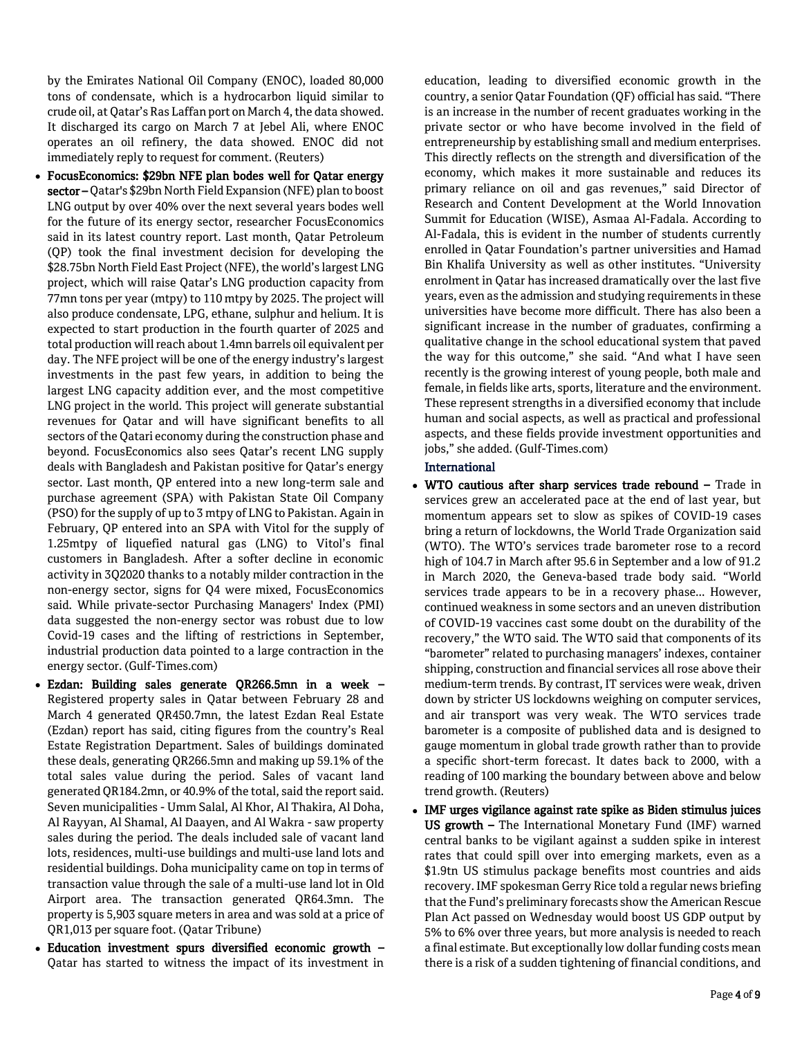by the Emirates National Oil Company (ENOC), loaded 80,000 tons of condensate, which is a hydrocarbon liquid similar to crude oil, at Qatar's Ras Laffan port on March 4, the data showed. It discharged its cargo on March 7 at Jebel Ali, where ENOC operates an oil refinery, the data showed. ENOC did not immediately reply to request for comment. (Reuters)

- **FocusEconomics: $29bn NFE plan bodes well for Qatar energy sector –** Qatar's $29bn North Field Expansion (NFE) plan to boost LNG output by over 40% over the next several years bodes well for the future of its energy sector, researcher FocusEconomics said in its latest country report. Last month, Qatar Petroleum (QP) took the final investment decision for developing the $28.75bn North Field East Project (NFE), the world's largest LNG project, which will raise Qatar's LNG production capacity from 77mn tons per year (mtpy) to 110 mtpy by 2025. The project will also produce condensate, LPG, ethane, sulphur and helium. It is expected to start production in the fourth quarter of 2025 and total production will reach about 1.4mn barrels oil equivalent per day. The NFE project will be one of the energy industry's largest investments in the past few years, in addition to being the largest LNG capacity addition ever, and the most competitive LNG project in the world. This project will generate substantial revenues for Qatar and will have significant benefits to all sectors of the Qatari economy during the construction phase and beyond. FocusEconomics also sees Qatar's recent LNG supply deals with Bangladesh and Pakistan positive for Qatar's energy sector. Last month, QP entered into a new long-term sale and purchase agreement (SPA) with Pakistan State Oil Company (PSO) for the supply of up to 3 mtpy of LNG to Pakistan. Again in February, QP entered into an SPA with Vitol for the supply of 1.25mtpy of liquefied natural gas (LNG) to Vitol's final customers in Bangladesh. After a softer decline in economic activity in 3Q2020 thanks to a notably milder contraction in the non-energy sector, signs for Q4 were mixed, FocusEconomics said. While private-sector Purchasing Managers' Index (PMI) data suggested the non-energy sector was robust due to low Covid-19 cases and the lifting of restrictions in September, industrial production data pointed to a large contraction in the energy sector. (Gulf-Times.com)
- **Ezdan: Building sales generate QR266.5mn in a week –** Registered property sales in Qatar between February 28 and March 4 generated QR450.7mn, the latest Ezdan Real Estate (Ezdan) report has said, citing figures from the country's Real Estate Registration Department. Sales of buildings dominated these deals, generating QR266.5mn and making up 59.1% of the total sales value during the period. Sales of vacant land generated QR184.2mn, or 40.9% of the total, said the report said. Seven municipalities - Umm Salal, Al Khor, Al Thakira, Al Doha, Al Rayyan, Al Shamal, Al Daayen, and Al Wakra - saw property sales during the period. The deals included sale of vacant land lots, residences, multi-use buildings and multi-use land lots and residential buildings. Doha municipality came on top in terms of transaction value through the sale of a multi-use land lot in Old Airport area. The transaction generated QR64.3mn. The property is 5,903 square meters in area and was sold at a price of QR1,013 per square foot. (Qatar Tribune)
- **Education investment spurs diversified economic growth –** Qatar has started to witness the impact of its investment in education, leading to diversified economic growth in the country, a senior Qatar Foundation (QF) official has said. "There is an increase in the number of recent graduates working in the private sector or who have become involved in the field of entrepreneurship by establishing small and medium enterprises. This directly reflects on the strength and diversification of the economy, which makes it more sustainable and reduces its primary reliance on oil and gas revenues," said Director of Research and Content Development at the World Innovation Summit for Education (WISE), Asmaa Al-Fadala. According to Al-Fadala, this is evident in the number of students currently enrolled in Qatar Foundation's partner universities and Hamad Bin Khalifa University as well as other institutes. "University enrolment in Qatar has increased dramatically over the last five years, even as the admission and studying requirements in these universities have become more difficult. There has also been a significant increase in the number of graduates, confirming a qualitative change in the school educational system that paved the way for this outcome," she said. "And what I have seen recently is the growing interest of young people, both male and female, in fields like arts, sports, literature and the environment. These represent strengths in a diversified economy that include human and social aspects, as well as practical and professional aspects, and these fields provide investment opportunities and jobs," she added. (Gulf-Times.com)

## International

- **WTO cautious after sharp services trade rebound –** Trade in services grew an accelerated pace at the end of last year, but momentum appears set to slow as spikes of COVID-19 cases bring a return of lockdowns, the World Trade Organization said (WTO). The WTO's services trade barometer rose to a record high of 104.7 in March after 95.6 in September and a low of 91.2 in March 2020, the Geneva-based trade body said. "World services trade appears to be in a recovery phase... However, continued weakness in some sectors and an uneven distribution of COVID-19 vaccines cast some doubt on the durability of the recovery," the WTO said. The WTO said that components of its "barometer" related to purchasing managers' indexes, container shipping, construction and financial services all rose above their medium-term trends. By contrast, IT services were weak, driven down by stricter US lockdowns weighing on computer services, and air transport was very weak. The WTO services trade barometer is a composite of published data and is designed to gauge momentum in global trade growth rather than to provide a specific short-term forecast. It dates back to 2000, with a reading of 100 marking the boundary between above and below trend growth. (Reuters)
- **IMF urges vigilance against rate spike as Biden stimulus juices US growth –** The International Monetary Fund (IMF) warned central banks to be vigilant against a sudden spike in interest rates that could spill over into emerging markets, even as a $1.9tn US stimulus package benefits most countries and aids recovery. IMF spokesman Gerry Rice told a regular news briefing that the Fund's preliminary forecasts show the American Rescue Plan Act passed on Wednesday would boost US GDP output by 5% to 6% over three years, but more analysis is needed to reach a final estimate. But exceptionally low dollar funding costs mean there is a risk of a sudden tightening of financial conditions, and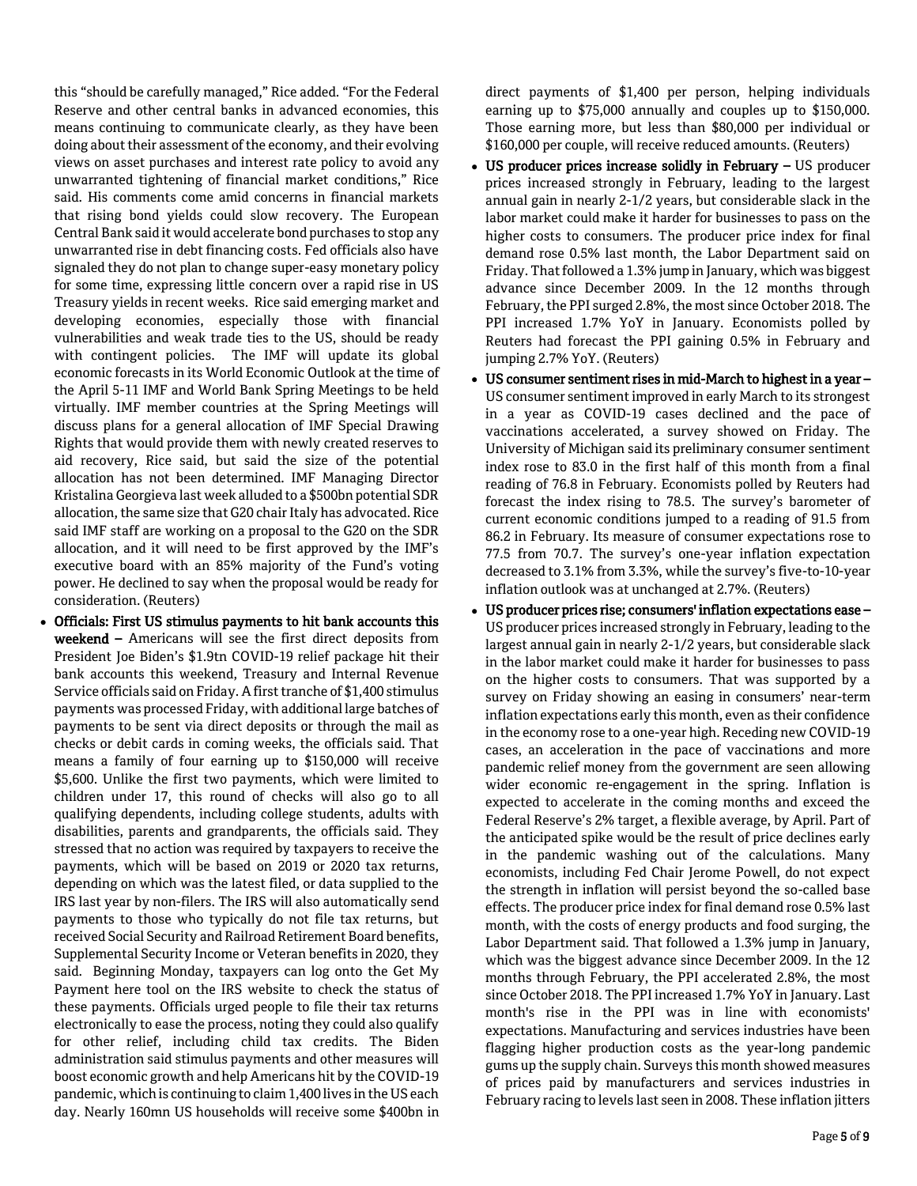this "should be carefully managed," Rice added. "For the Federal Reserve and other central banks in advanced economies, this means continuing to communicate clearly, as they have been doing about their assessment of the economy, and their evolving views on asset purchases and interest rate policy to avoid any unwarranted tightening of financial market conditions," Rice said. His comments come amid concerns in financial markets that rising bond yields could slow recovery. The European Central Bank said it would accelerate bond purchases to stop any unwarranted rise in debt financing costs. Fed officials also have signaled they do not plan to change super-easy monetary policy for some time, expressing little concern over a rapid rise in US Treasury yields in recent weeks. Rice said emerging market and developing economies, especially those with financial vulnerabilities and weak trade ties to the US, should be ready with contingent policies. The IMF will update its global economic forecasts in its World Economic Outlook at the time of the April 5-11 IMF and World Bank Spring Meetings to be held virtually. IMF member countries at the Spring Meetings will discuss plans for a general allocation of IMF Special Drawing Rights that would provide them with newly created reserves to aid recovery, Rice said, but said the size of the potential allocation has not been determined. IMF Managing Director Kristalina Georgieva last week alluded to a $500bn potential SDR allocation, the same size that G20 chair Italy has advocated. Rice said IMF staff are working on a proposal to the G20 on the SDR allocation, and it will need to be first approved by the IMF's executive board with an 85% majority of the Fund's voting power. He declined to say when the proposal would be ready for consideration. (Reuters)

- **Officials: First US stimulus payments to hit bank accounts this weekend –** Americans will see the first direct deposits from President Joe Biden's $1.9tn COVID-19 relief package hit their bank accounts this weekend, Treasury and Internal Revenue Service officials said on Friday. A first tranche of $1,400 stimulus payments was processed Friday, with additional large batches of payments to be sent via direct deposits or through the mail as checks or debit cards in coming weeks, the officials said. That means a family of four earning up to $150,000 will receive $5,600. Unlike the first two payments, which were limited to children under 17, this round of checks will also go to all qualifying dependents, including college students, adults with disabilities, parents and grandparents, the officials said. They stressed that no action was required by taxpayers to receive the payments, which will be based on 2019 or 2020 tax returns, depending on which was the latest filed, or data supplied to the IRS last year by non-filers. The IRS will also automatically send payments to those who typically do not file tax returns, but received Social Security and Railroad Retirement Board benefits, Supplemental Security Income or Veteran benefits in 2020, they said. Beginning Monday, taxpayers can log onto the Get My Payment here tool on the IRS website to check the status of these payments. Officials urged people to file their tax returns electronically to ease the process, noting they could also qualify for other relief, including child tax credits. The Biden administration said stimulus payments and other measures will boost economic growth and help Americans hit by the COVID-19 pandemic, which is continuing to claim 1,400 lives in the US each day. Nearly 160mn US households will receive some $400bn in direct payments of $1,400 per person, helping individuals earning up to $75,000 annually and couples up to $150,000. Those earning more, but less than $80,000 per individual or $160,000 per couple, will receive reduced amounts. (Reuters)
- **US producer prices increase solidly in February –** US producer prices increased strongly in February, leading to the largest annual gain in nearly 2-1/2 years, but considerable slack in the labor market could make it harder for businesses to pass on the higher costs to consumers. The producer price index for final demand rose 0.5% last month, the Labor Department said on Friday. That followed a 1.3% jump in January, which was biggest advance since December 2009. In the 12 months through February, the PPI surged 2.8%, the most since October 2018. The PPI increased 1.7% YoY in January. Economists polled by Reuters had forecast the PPI gaining 0.5% in February and jumping 2.7% YoY. (Reuters)
- **US consumer sentiment rises in mid-March to highest in a year –** US consumer sentiment improved in early March to its strongest in a year as COVID-19 cases declined and the pace of vaccinations accelerated, a survey showed on Friday. The University of Michigan said its preliminary consumer sentiment index rose to 83.0 in the first half of this month from a final reading of 76.8 in February. Economists polled by Reuters had forecast the index rising to 78.5. The survey's barometer of current economic conditions jumped to a reading of 91.5 from 86.2 in February. Its measure of consumer expectations rose to 77.5 from 70.7. The survey's one-year inflation expectation decreased to 3.1% from 3.3%, while the survey's five-to-10-year inflation outlook was at unchanged at 2.7%. (Reuters)
- **US producer prices rise; consumers' inflation expectations ease –** US producer prices increased strongly in February, leading to the largest annual gain in nearly 2-1/2 years, but considerable slack in the labor market could make it harder for businesses to pass on the higher costs to consumers. That was supported by a survey on Friday showing an easing in consumers' near-term inflation expectations early this month, even as their confidence in the economy rose to a one-year high. Receding new COVID-19 cases, an acceleration in the pace of vaccinations and more pandemic relief money from the government are seen allowing wider economic re-engagement in the spring. Inflation is expected to accelerate in the coming months and exceed the Federal Reserve's 2% target, a flexible average, by April. Part of the anticipated spike would be the result of price declines early in the pandemic washing out of the calculations. Many economists, including Fed Chair Jerome Powell, do not expect the strength in inflation will persist beyond the so-called base effects. The producer price index for final demand rose 0.5% last month, with the costs of energy products and food surging, the Labor Department said. That followed a 1.3% jump in January, which was the biggest advance since December 2009. In the 12 months through February, the PPI accelerated 2.8%, the most since October 2018. The PPI increased 1.7% YoY in January. Last month's rise in the PPI was in line with economists' expectations. Manufacturing and services industries have been flagging higher production costs as the year-long pandemic gums up the supply chain. Surveys this month showed measures of prices paid by manufacturers and services industries in February racing to levels last seen in 2008. These inflation jitters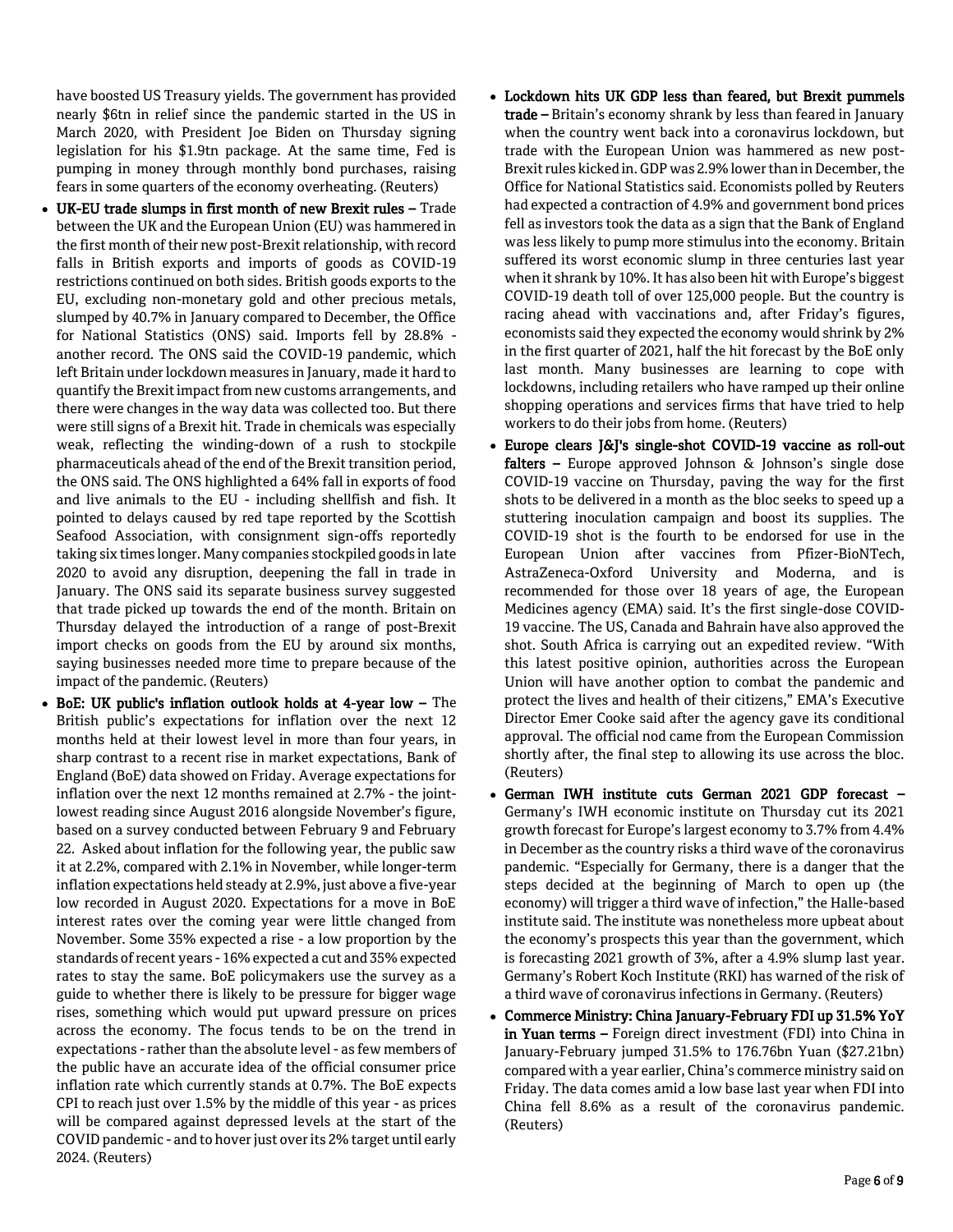have boosted US Treasury yields. The government has provided nearly $6tn in relief since the pandemic started in the US in March 2020, with President Joe Biden on Thursday signing legislation for his $1.9tn package. At the same time, Fed is pumping in money through monthly bond purchases, raising fears in some quarters of the economy overheating. (Reuters)

- **UK-EU trade slumps in first month of new Brexit rules –** Trade between the UK and the European Union (EU) was hammered in the first month of their new post-Brexit relationship, with record falls in British exports and imports of goods as COVID-19 restrictions continued on both sides. British goods exports to the EU, excluding non-monetary gold and other precious metals, slumped by 40.7% in January compared to December, the Office for National Statistics (ONS) said. Imports fell by 28.8% - another record. The ONS said the COVID-19 pandemic, which left Britain under lockdown measures in January, made it hard to quantify the Brexit impact from new customs arrangements, and there were changes in the way data was collected too. But there were still signs of a Brexit hit. Trade in chemicals was especially weak, reflecting the winding-down of a rush to stockpile pharmaceuticals ahead of the end of the Brexit transition period, the ONS said. The ONS highlighted a 64% fall in exports of food and live animals to the EU - including shellfish and fish. It pointed to delays caused by red tape reported by the Scottish Seafood Association, with consignment sign-offs reportedly taking six times longer. Many companies stockpiled goods in late 2020 to avoid any disruption, deepening the fall in trade in January. The ONS said its separate business survey suggested that trade picked up towards the end of the month. Britain on Thursday delayed the introduction of a range of post-Brexit import checks on goods from the EU by around six months, saying businesses needed more time to prepare because of the impact of the pandemic. (Reuters)
- **BoE: UK public's inflation outlook holds at 4-year low –** The British public's expectations for inflation over the next 12 months held at their lowest level in more than four years, in sharp contrast to a recent rise in market expectations, Bank of England (BoE) data showed on Friday. Average expectations for inflation over the next 12 months remained at 2.7% - the joint-lowest reading since August 2016 alongside November's figure, based on a survey conducted between February 9 and February 22. Asked about inflation for the following year, the public saw it at 2.2%, compared with 2.1% in November, while longer-term inflation expectations held steady at 2.9%, just above a five-year low recorded in August 2020. Expectations for a move in BoE interest rates over the coming year were little changed from November. Some 35% expected a rise - a low proportion by the standards of recent years - 16% expected a cut and 35% expected rates to stay the same. BoE policymakers use the survey as a guide to whether there is likely to be pressure for bigger wage rises, something which would put upward pressure on prices across the economy. The focus tends to be on the trend in expectations - rather than the absolute level - as few members of the public have an accurate idea of the official consumer price inflation rate which currently stands at 0.7%. The BoE expects CPI to reach just over 1.5% by the middle of this year - as prices will be compared against depressed levels at the start of the COVID pandemic - and to hover just over its 2% target until early 2024. (Reuters)
- **Lockdown hits UK GDP less than feared, but Brexit pummels trade –** Britain's economy shrank by less than feared in January when the country went back into a coronavirus lockdown, but trade with the European Union was hammered as new post-Brexit rules kicked in. GDP was 2.9% lower than in December, the Office for National Statistics said. Economists polled by Reuters had expected a contraction of 4.9% and government bond prices fell as investors took the data as a sign that the Bank of England was less likely to pump more stimulus into the economy. Britain suffered its worst economic slump in three centuries last year when it shrank by 10%. It has also been hit with Europe's biggest COVID-19 death toll of over 125,000 people. But the country is racing ahead with vaccinations and, after Friday's figures, economists said they expected the economy would shrink by 2% in the first quarter of 2021, half the hit forecast by the BoE only last month. Many businesses are learning to cope with lockdowns, including retailers who have ramped up their online shopping operations and services firms that have tried to help workers to do their jobs from home. (Reuters)
- **Europe clears J&J's single-shot COVID-19 vaccine as roll-out falters –** Europe approved Johnson & Johnson's single dose COVID-19 vaccine on Thursday, paving the way for the first shots to be delivered in a month as the bloc seeks to speed up a stuttering inoculation campaign and boost its supplies. The COVID-19 shot is the fourth to be endorsed for use in the European Union after vaccines from Pfizer-BioNTech, AstraZeneca-Oxford University and Moderna, and is recommended for those over 18 years of age, the European Medicines agency (EMA) said. It's the first single-dose COVID-19 vaccine. The US, Canada and Bahrain have also approved the shot. South Africa is carrying out an expedited review. "With this latest positive opinion, authorities across the European Union will have another option to combat the pandemic and protect the lives and health of their citizens," EMA's Executive Director Emer Cooke said after the agency gave its conditional approval. The official nod came from the European Commission shortly after, the final step to allowing its use across the bloc. (Reuters)
- **German IWH institute cuts German 2021 GDP forecast –** Germany's IWH economic institute on Thursday cut its 2021 growth forecast for Europe's largest economy to 3.7% from 4.4% in December as the country risks a third wave of the coronavirus pandemic. "Especially for Germany, there is a danger that the steps decided at the beginning of March to open up (the economy) will trigger a third wave of infection," the Halle-based institute said. The institute was nonetheless more upbeat about the economy's prospects this year than the government, which is forecasting 2021 growth of 3%, after a 4.9% slump last year. Germany's Robert Koch Institute (RKI) has warned of the risk of a third wave of coronavirus infections in Germany. (Reuters)
- **Commerce Ministry: China January-February FDI up 31.5% YoY in Yuan terms –** Foreign direct investment (FDI) into China in January-February jumped 31.5% to 176.76bn Yuan ($27.21bn) compared with a year earlier, China's commerce ministry said on Friday. The data comes amid a low base last year when FDI into China fell 8.6% as a result of the coronavirus pandemic. (Reuters)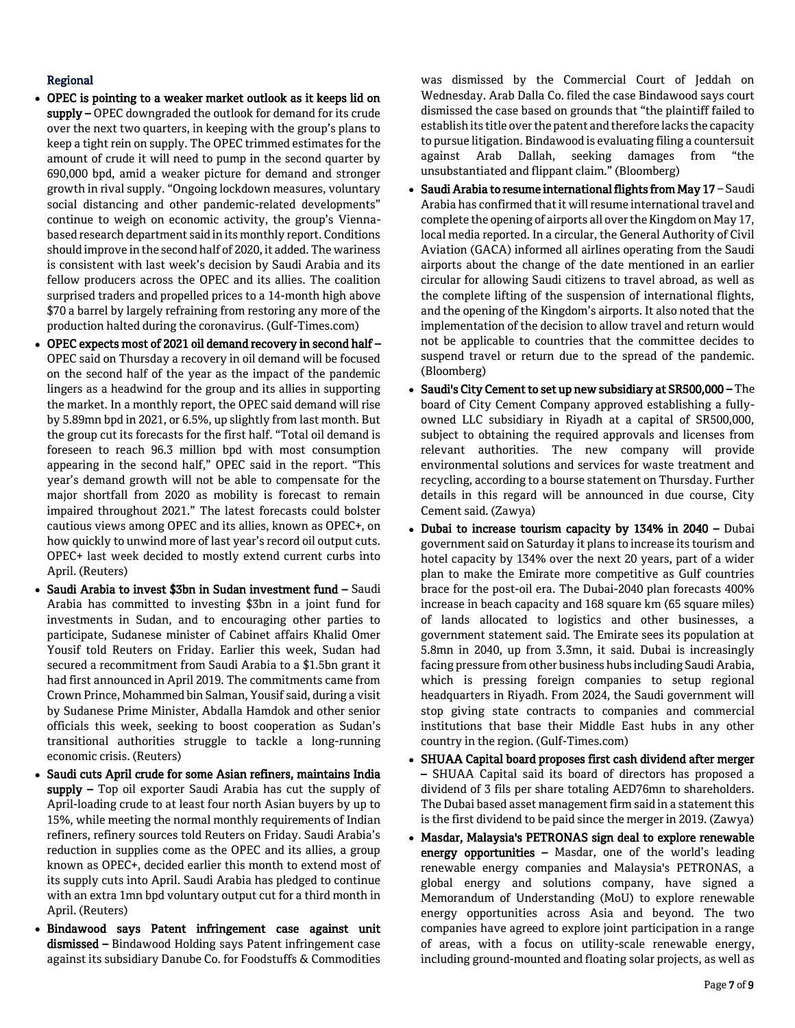## Regional

- **OPEC is pointing to a weaker market outlook as it keeps lid on supply –** OPEC downgraded the outlook for demand for its crude over the next two quarters, in keeping with the group's plans to keep a tight rein on supply. The OPEC trimmed estimates for the amount of crude it will need to pump in the second quarter by 690,000 bpd, amid a weaker picture for demand and stronger growth in rival supply. "Ongoing lockdown measures, voluntary social distancing and other pandemic-related developments" continue to weigh on economic activity, the group's Vienna-based research department said in its monthly report. Conditions should improve in the second half of 2020, it added. The wariness is consistent with last week's decision by Saudi Arabia and its fellow producers across the OPEC and its allies. The coalition surprised traders and propelled prices to a 14-month high above $70 a barrel by largely refraining from restoring any more of the production halted during the coronavirus. (Gulf-Times.com)
- **OPEC expects most of 2021 oil demand recovery in second half –** OPEC said on Thursday a recovery in oil demand will be focused on the second half of the year as the impact of the pandemic lingers as a headwind for the group and its allies in supporting the market. In a monthly report, the OPEC said demand will rise by 5.89mn bpd in 2021, or 6.5%, up slightly from last month. But the group cut its forecasts for the first half. "Total oil demand is foreseen to reach 96.3 million bpd with most consumption appearing in the second half," OPEC said in the report. "This year's demand growth will not be able to compensate for the major shortfall from 2020 as mobility is forecast to remain impaired throughout 2021." The latest forecasts could bolster cautious views among OPEC and its allies, known as OPEC+, on how quickly to unwind more of last year's record oil output cuts. OPEC+ last week decided to mostly extend current curbs into April. (Reuters)
- **Saudi Arabia to invest $3bn in Sudan investment fund –** Saudi Arabia has committed to investing $3bn in a joint fund for investments in Sudan, and to encouraging other parties to participate, Sudanese minister of Cabinet affairs Khalid Omer Yousif told Reuters on Friday. Earlier this week, Sudan had secured a recommitment from Saudi Arabia to a $1.5bn grant it had first announced in April 2019. The commitments came from Crown Prince, Mohammed bin Salman, Yousif said, during a visit by Sudanese Prime Minister, Abdalla Hamdok and other senior officials this week, seeking to boost cooperation as Sudan's transitional authorities struggle to tackle a long-running economic crisis. (Reuters)
- **Saudi cuts April crude for some Asian refiners, maintains India supply –** Top oil exporter Saudi Arabia has cut the supply of April-loading crude to at least four north Asian buyers by up to 15%, while meeting the normal monthly requirements of Indian refiners, refinery sources told Reuters on Friday. Saudi Arabia's reduction in supplies come as the OPEC and its allies, a group known as OPEC+, decided earlier this month to extend most of its supply cuts into April. Saudi Arabia has pledged to continue with an extra 1mn bpd voluntary output cut for a third month in April. (Reuters)
- **Bindawood says Patent infringement case against unit dismissed –** Bindawood Holding says Patent infringement case against its subsidiary Danube Co. for Foodstuffs & Commodities was dismissed by the Commercial Court of Jeddah on Wednesday. Arab Dalla Co. filed the case Bindawood says court dismissed the case based on grounds that "the plaintiff failed to establish its title over the patent and therefore lacks the capacity to pursue litigation. Bindawood is evaluating filing a countersuit against Arab Dallah, seeking damages from "the unsubstantiated and flippant claim." (Bloomberg)
- **Saudi Arabia to resume international flights from May 17 –** Saudi Arabia has confirmed that it will resume international travel and complete the opening of airports all over the Kingdom on May 17, local media reported. In a circular, the General Authority of Civil Aviation (GACA) informed all airlines operating from the Saudi airports about the change of the date mentioned in an earlier circular for allowing Saudi citizens to travel abroad, as well as the complete lifting of the suspension of international flights, and the opening of the Kingdom's airports. It also noted that the implementation of the decision to allow travel and return would not be applicable to countries that the committee decides to suspend travel or return due to the spread of the pandemic. (Bloomberg)
- **Saudi's City Cement to set up new subsidiary at SR500,000 –** The board of City Cement Company approved establishing a fully-owned LLC subsidiary in Riyadh at a capital of SR500,000, subject to obtaining the required approvals and licenses from relevant authorities. The new company will provide environmental solutions and services for waste treatment and recycling, according to a bourse statement on Thursday. Further details in this regard will be announced in due course, City Cement said. (Zawya)
- **Dubai to increase tourism capacity by 134% in 2040 –** Dubai government said on Saturday it plans to increase its tourism and hotel capacity by 134% over the next 20 years, part of a wider plan to make the Emirate more competitive as Gulf countries brace for the post-oil era. The Dubai-2040 plan forecasts 400% increase in beach capacity and 168 square km (65 square miles) of lands allocated to logistics and other businesses, a government statement said. The Emirate sees its population at 5.8mn in 2040, up from 3.3mn, it said. Dubai is increasingly facing pressure from other business hubs including Saudi Arabia, which is pressing foreign companies to setup regional headquarters in Riyadh. From 2024, the Saudi government will stop giving state contracts to companies and commercial institutions that base their Middle East hubs in any other country in the region. (Gulf-Times.com)
- **SHUAA Capital board proposes first cash dividend after merger –** SHUAA Capital said its board of directors has proposed a dividend of 3 fils per share totaling AED76mn to shareholders. The Dubai based asset management firm said in a statement this is the first dividend to be paid since the merger in 2019. (Zawya)
- **Masdar, Malaysia's PETRONAS sign deal to explore renewable energy opportunities –** Masdar, one of the world's leading renewable energy companies and Malaysia's PETRONAS, a global energy and solutions company, have signed a Memorandum of Understanding (MoU) to explore renewable energy opportunities across Asia and beyond. The two companies have agreed to explore joint participation in a range of areas, with a focus on utility-scale renewable energy, including ground-mounted and floating solar projects, as well as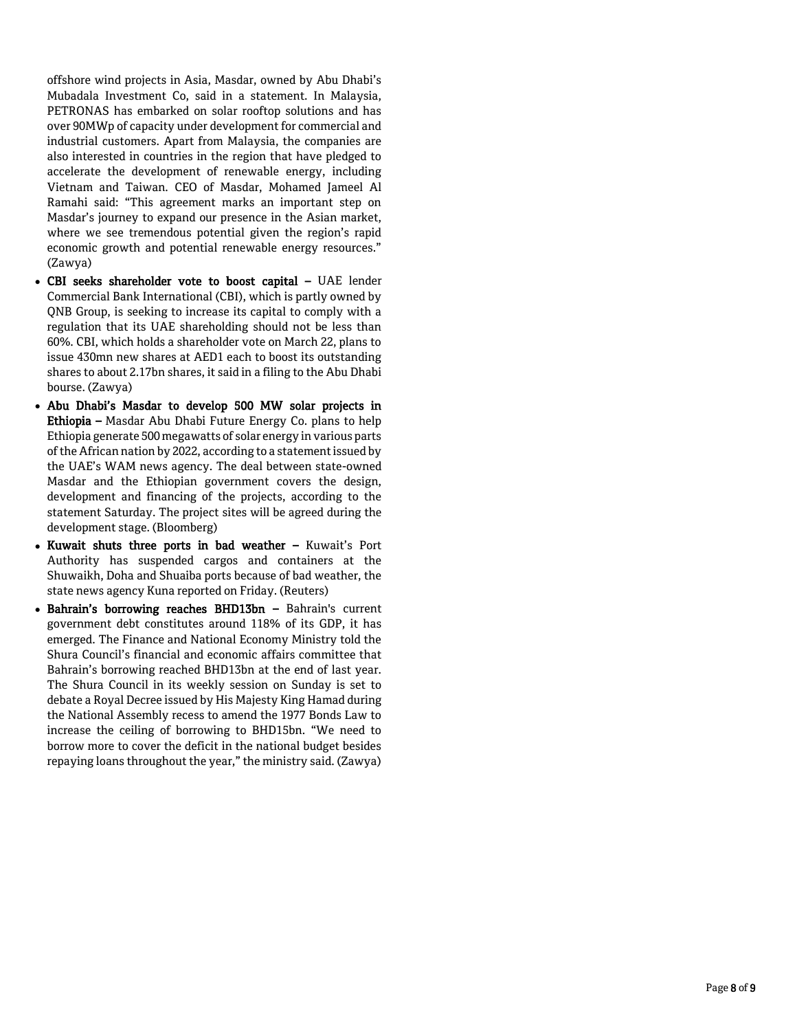offshore wind projects in Asia, Masdar, owned by Abu Dhabi's Mubadala Investment Co, said in a statement. In Malaysia, PETRONAS has embarked on solar rooftop solutions and has over 90MWp of capacity under development for commercial and industrial customers. Apart from Malaysia, the companies are also interested in countries in the region that have pledged to accelerate the development of renewable energy, including Vietnam and Taiwan. CEO of Masdar, Mohamed Jameel Al Ramahi said: "This agreement marks an important step on Masdar's journey to expand our presence in the Asian market, where we see tremendous potential given the region's rapid economic growth and potential renewable energy resources." (Zawya)

- **CBI seeks shareholder vote to boost capital –** UAE lender Commercial Bank International (CBI), which is partly owned by QNB Group, is seeking to increase its capital to comply with a regulation that its UAE shareholding should not be less than 60%. CBI, which holds a shareholder vote on March 22, plans to issue 430mn new shares at AED1 each to boost its outstanding shares to about 2.17bn shares, it said in a filing to the Abu Dhabi bourse. (Zawya)
- **Abu Dhabi's Masdar to develop 500 MW solar projects in Ethiopia –** Masdar Abu Dhabi Future Energy Co. plans to help Ethiopia generate 500 megawatts of solar energy in various parts of the African nation by 2022, according to a statement issued by the UAE's WAM news agency. The deal between state-owned Masdar and the Ethiopian government covers the design, development and financing of the projects, according to the statement Saturday. The project sites will be agreed during the development stage. (Bloomberg)
- **Kuwait shuts three ports in bad weather –** Kuwait's Port Authority has suspended cargos and containers at the Shuwaikh, Doha and Shuaiba ports because of bad weather, the state news agency Kuna reported on Friday. (Reuters)
- **Bahrain's borrowing reaches BHD13bn –** Bahrain's current government debt constitutes around 118% of its GDP, it has emerged. The Finance and National Economy Ministry told the Shura Council's financial and economic affairs committee that Bahrain's borrowing reached BHD13bn at the end of last year. The Shura Council in its weekly session on Sunday is set to debate a Royal Decree issued by His Majesty King Hamad during the National Assembly recess to amend the 1977 Bonds Law to increase the ceiling of borrowing to BHD15bn. "We need to borrow more to cover the deficit in the national budget besides repaying loans throughout the year," the ministry said. (Zawya)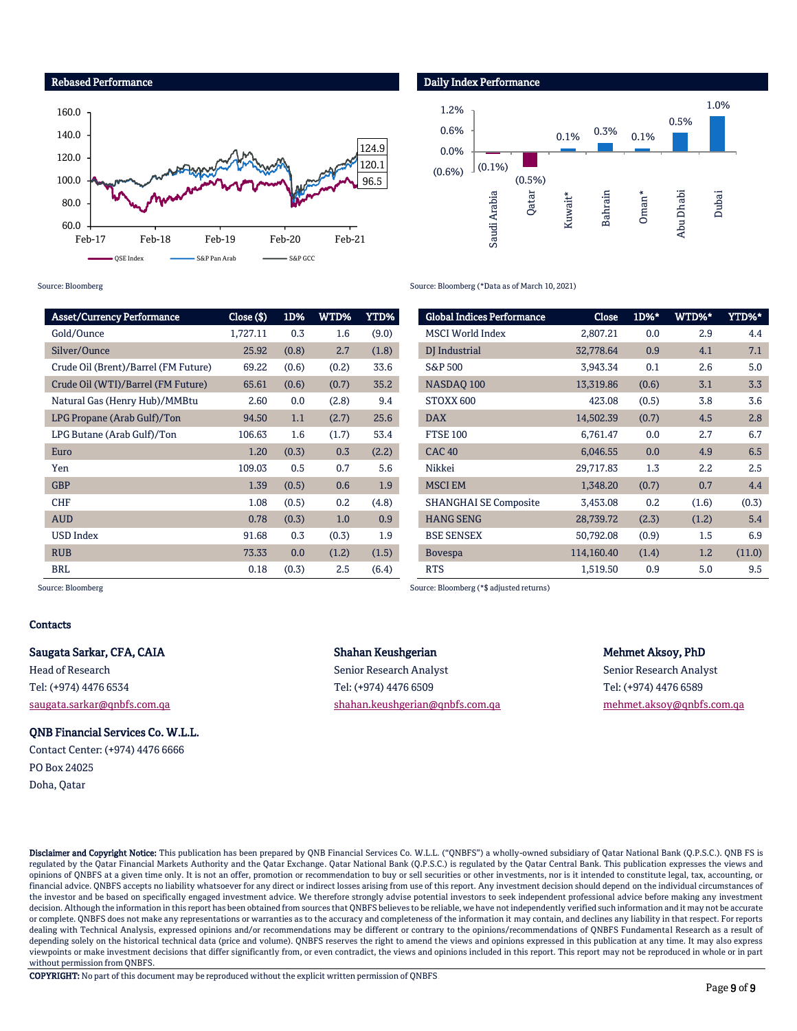### Rebased Performance

160.0
140.0
120.0
100.0
80.0
60.0
Feb-17
Feb-18
Feb-19
Feb-20
Feb-21
124.9
120.1
96.5
QSE Index
S&P Pan Arab
S&P GCC

Source: Bloomberg

### Daily Index Performance

1.2%
0.6%
0.0%
(0.6%)
(0.1%)
(0.5%)
0.1%
0.3%
0.1%
0.5%
1.0%
Saudi Arabia
Qatar
Kuwait*
Bahrain
Oman*
Abu Dhabi
Dubai

Source: Bloomberg (*Data as of March 10, 2021)

| Asset/Currency Performance | Close ($) | 1D% | WTD% | YTD% |
|---|---|---|---|---|
| Gold/Ounce | 1,727.11 | 0.3 | 1.6 | (9.0) |
| Silver/Ounce | 25.92 | (0.8) | 2.7 | (1.8) |
| Crude Oil (Brent)/Barrel (FM Future) | 69.22 | (0.6) | (0.2) | 33.6 |
| Crude Oil (WTI)/Barrel (FM Future) | 65.61 | (0.6) | (0.7) | 35.2 |
| Natural Gas (Henry Hub)/MMBtu | 2.60 | 0.0 | (2.8) | 9.4 |
| LPG Propane (Arab Gulf)/Ton | 94.50 | 1.1 | (2.7) | 25.6 |
| LPG Butane (Arab Gulf)/Ton | 106.63 | 1.6 | (1.7) | 53.4 |
| Euro | 1.20 | (0.3) | 0.3 | (2.2) |
| Yen | 109.03 | 0.5 | 0.7 | 5.6 |
| GBP | 1.39 | (0.5) | 0.6 | 1.9 |
| CHF | 1.08 | (0.5) | 0.2 | (4.8) |
| AUD | 0.78 | (0.3) | 1.0 | 0.9 |
| USD Index | 91.68 | 0.3 | (0.3) | 1.9 |
| RUB | 73.33 | 0.0 | (1.2) | (1.5) |
| BRL | 0.18 | (0.3) | 2.5 | (6.4) |

Source: Bloomberg

| Global Indices Performance | Close | 1D%* | WTD%* | YTD%* |
|---|---|---|---|---|
| MSCI World Index | 2,807.21 | 0.0 | 2.9 | 4.4 |
| DJ Industrial | 32,778.64 | 0.9 | 4.1 | 7.1 |
| S&P 500 | 3,943.34 | 0.1 | 2.6 | 5.0 |
| NASDAQ 100 | 13,319.86 | (0.6) | 3.1 | 3.3 |
| STOXX 600 | 423.08 | (0.5) | 3.8 | 3.6 |
| DAX | 14,502.39 | (0.7) | 4.5 | 2.8 |
| FTSE 100 | 6,761.47 | 0.0 | 2.7 | 6.7 |
| CAC 40 | 6,046.55 | 0.0 | 4.9 | 6.5 |
| Nikkei | 29,717.83 | 1.3 | 2.2 | 2.5 |
| MSCI EM | 1,348.20 | (0.7) | 0.7 | 4.4 |
| SHANGHAI SE Composite | 3,453.08 | 0.2 | (1.6) | (0.3) |
| HANG SENG | 28,739.72 | (2.3) | (1.2) | 5.4 |
| BSE SENSEX | 50,792.08 | (0.9) | 1.5 | 6.9 |
| Bovespa | 114,160.40 | (1.4) | 1.2 | (11.0) |
| RTS | 1,519.50 | 0.9 | 5.0 | 9.5 |

Source: Bloomberg (*$ adjusted returns)

### Contacts

**Saugata Sarkar, CFA, CAIA**
Head of Research
Tel: (+974) 4476 6534
saugata.sarkar@qnbfs.com.qa

**Shahan Keushgerian**
Senior Research Analyst
Tel: (+974) 4476 6509
shahan.keushgerian@qnbfs.com.qa

**Mehmet Aksoy, PhD**
Senior Research Analyst
Tel: (+974) 4476 6589
mehmet.aksoy@qnbfs.com.qa

**QNB Financial Services Co. W.L.L.**
Contact Center: (+974) 4476 6666
PO Box 24025
Doha, Qatar

**Disclaimer and Copyright Notice:** This publication has been prepared by QNB Financial Services Co. W.L.L. ("QNBFS") a wholly-owned subsidiary of Qatar National Bank (Q.P.S.C.). QNB FS is regulated by the Qatar Financial Markets Authority and the Qatar Exchange. Qatar National Bank (Q.P.S.C.) is regulated by the Qatar Central Bank. This publication expresses the views and opinions of QNBFS at a given time only. It is not an offer, promotion or recommendation to buy or sell securities or other investments, nor is it intended to constitute legal, tax, accounting, or financial advice. QNBFS accepts no liability whatsoever for any direct or indirect losses arising from use of this report. Any investment decision should depend on the individual circumstances of the investor and be based on specifically engaged investment advice. We therefore strongly advise potential investors to seek independent professional advice before making any investment decision. Although the information in this report has been obtained from sources that QNBFS believes to be reliable, we have not independently verified such information and it may not be accurate or complete. QNBFS does not make any representations or warranties as to the accuracy and completeness of the information it may contain, and declines any liability in that respect. For reports dealing with Technical Analysis, expressed opinions and/or recommendations may be different or contrary to the opinions/recommendations of QNBFS Fundamental Research as a result of depending solely on the historical technical data (price and volume). QNBFS reserves the right to amend the views and opinions expressed in this publication at any time. It may also express viewpoints or make investment decisions that differ significantly from, or even contradict, the views and opinions included in this report. This report may not be reproduced in whole or in part without permission from QNBFS.

**COPYRIGHT:** No part of this document may be reproduced without the explicit written permission of QNBFS